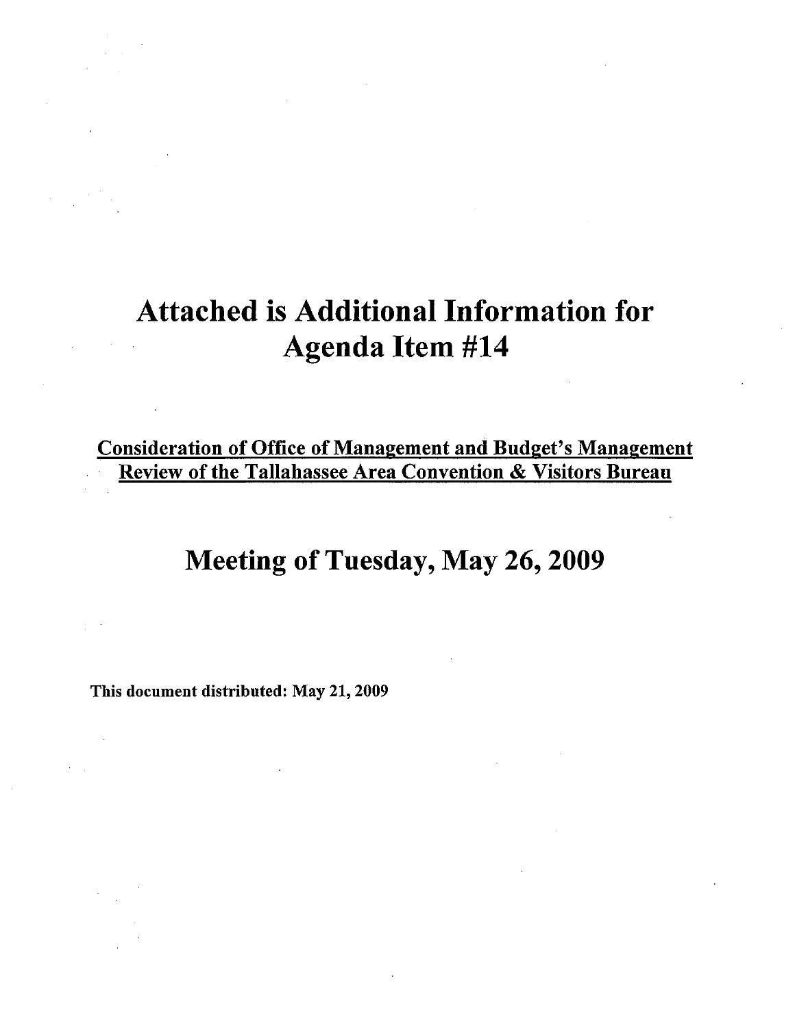# Attached is Additional Information for Agenda Item #14

**Consideration of Office of Management and Budget's Management Review of the Tallahassee Area Convention & Visitors Bureau**

## Meeting of Tuesday, May 26, 2009

**This document distributed: May 21, 2009**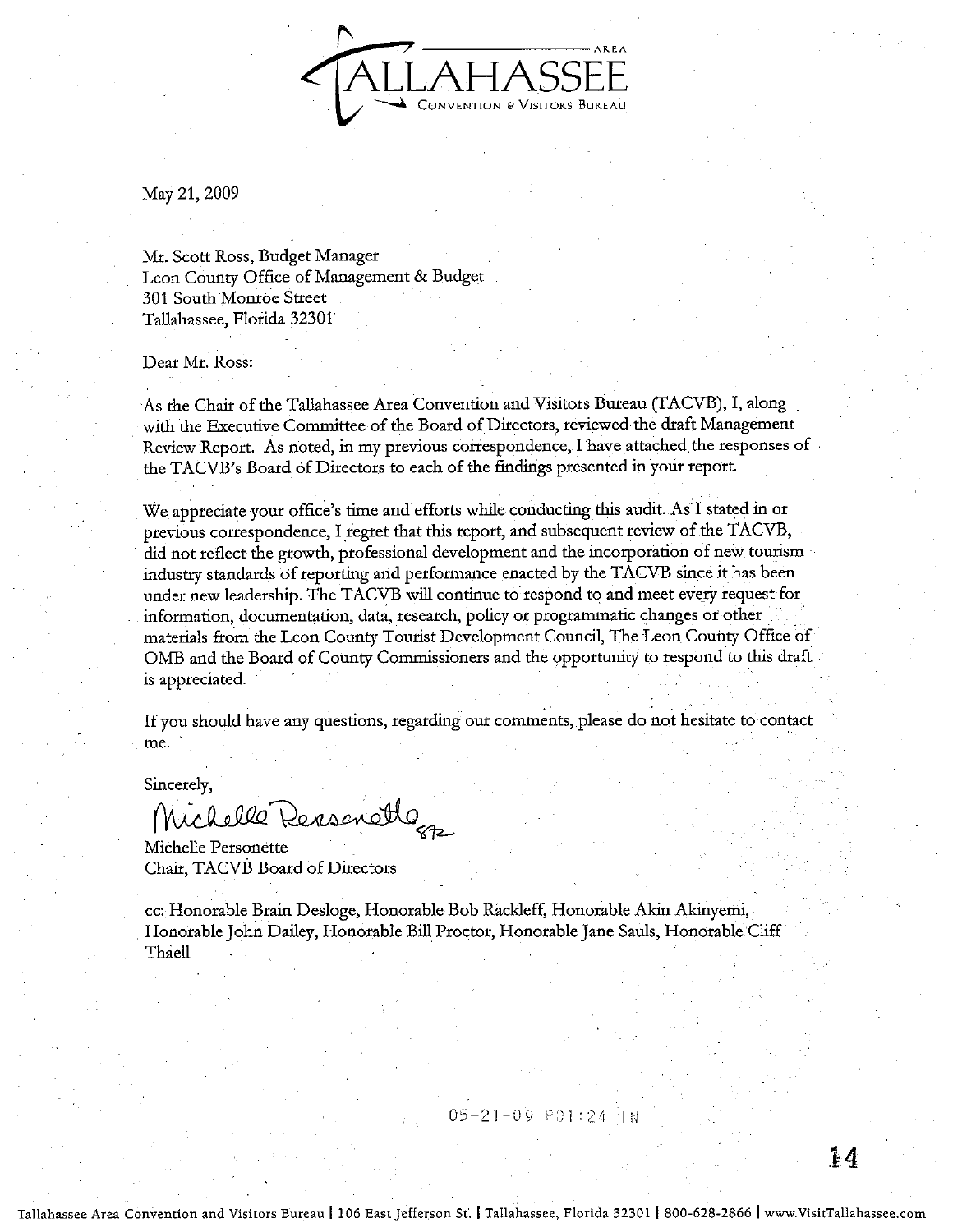TALLAHASSEE AREA
CONVENTION & VISITORS BUREAU

May 21, 2009

Mr. Scott Ross, Budget Manager
Leon County Office of Management & Budget
301 South Monroe Street
Tallahassee, Florida 32301

Dear Mr. Ross:

As the Chair of the Tallahassee Area Convention and Visitors Bureau (TACVB), I, along with the Executive Committee of the Board of Directors, reviewed the draft Management Review Report. As noted, in my previous correspondence, I have attached the responses of the TACVB's Board of Directors to each of the findings presented in your report.

We appreciate your office's time and efforts while conducting this audit. As I stated in or previous correspondence, I regret that this report, and subsequent review of the TACVB, did not reflect the growth, professional development and the incorporation of new tourism industry standards of reporting and performance enacted by the TACVB since it has been under new leadership. The TACVB will continue to respond to and meet every request for information, documentation, data, research, policy or programmatic changes or other materials from the Leon County Tourist Development Council, The Leon County Office of OMB and the Board of County Commissioners and the opportunity to respond to this draft is appreciated.

If you should have any questions, regarding our comments, please do not hesitate to contact me.

Sincerely,

Michelle Personette

Michelle Personette
Chair, TACVB Board of Directors

cc: Honorable Brain Desloge, Honorable Bob Rackleff, Honorable Akin Akinyemi, Honorable John Dailey, Honorable Bill Proctor, Honorable Jane Sauls, Honorable Cliff Thaell

05-21-09 P01:24 IN

Tallahassee Area Convention and Visitors Bureau | 106 East Jefferson St. | Tallahassee, Florida 32301 | 800-628-2866 | www.VisitTallahassee.com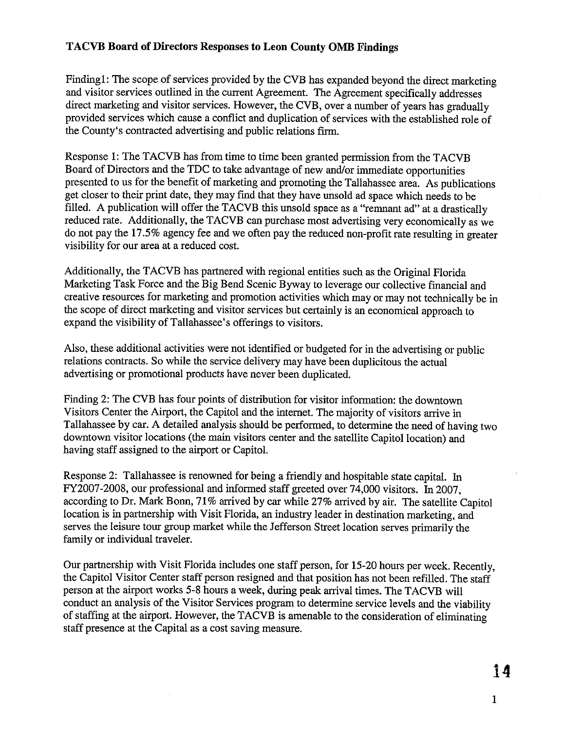**TACVB Board of Directors Responses to Leon County OMB Findings**

Finding1: The scope of services provided by the CVB has expanded beyond the direct marketing and visitor services outlined in the current Agreement. The Agreement specifically addresses direct marketing and visitor services. However, the CVB, over a number of years has gradually provided services which cause a conflict and duplication of services with the established role of the County's contracted advertising and public relations firm.

Response 1: The TACVB has from time to time been granted permission from the TACVB Board of Directors and the TDC to take advantage of new and/or immediate opportunities presented to us for the benefit of marketing and promoting the Tallahassee area. As publications get closer to their print date, they may find that they have unsold ad space which needs to be filled. A publication will offer the TACVB this unsold space as a "remnant ad" at a drastically reduced rate. Additionally, the TACVB can purchase most advertising very economically as we do not pay the 17.5% agency fee and we often pay the reduced non-profit rate resulting in greater visibility for our area at a reduced cost.

Additionally, the TACVB has partnered with regional entities such as the Original Florida Marketing Task Force and the Big Bend Scenic Byway to leverage our collective financial and creative resources for marketing and promotion activities which may or may not technically be in the scope of direct marketing and visitor services but certainly is an economical approach to expand the visibility of Tallahassee's offerings to visitors.

Also, these additional activities were not identified or budgeted for in the advertising or public relations contracts. So while the service delivery may have been duplicitous the actual advertising or promotional products have never been duplicated.

Finding 2: The CVB has four points of distribution for visitor information: the downtown Visitors Center the Airport, the Capitol and the internet. The majority of visitors arrive in Tallahassee by car. A detailed analysis should be performed, to determine the need of having two downtown visitor locations (the main visitors center and the satellite Capitol location) and having staff assigned to the airport or Capitol.

Response 2: Tallahassee is renowned for being a friendly and hospitable state capital. In FY2007-2008, our professional and informed staff greeted over 74,000 visitors. In 2007, according to Dr. Mark Bonn, 71% arrived by car while 27% arrived by air. The satellite Capitol location is in partnership with Visit Florida, an industry leader in destination marketing, and serves the leisure tour group market while the Jefferson Street location serves primarily the family or individual traveler.

Our partnership with Visit Florida includes one staff person, for 15-20 hours per week. Recently, the Capitol Visitor Center staff person resigned and that position has not been refilled. The staff person at the airport works 5-8 hours a week, during peak arrival times. The TACVB will conduct an analysis of the Visitor Services program to determine service levels and the viability of staffing at the airport. However, the TACVB is amenable to the consideration of eliminating staff presence at the Capital as a cost saving measure.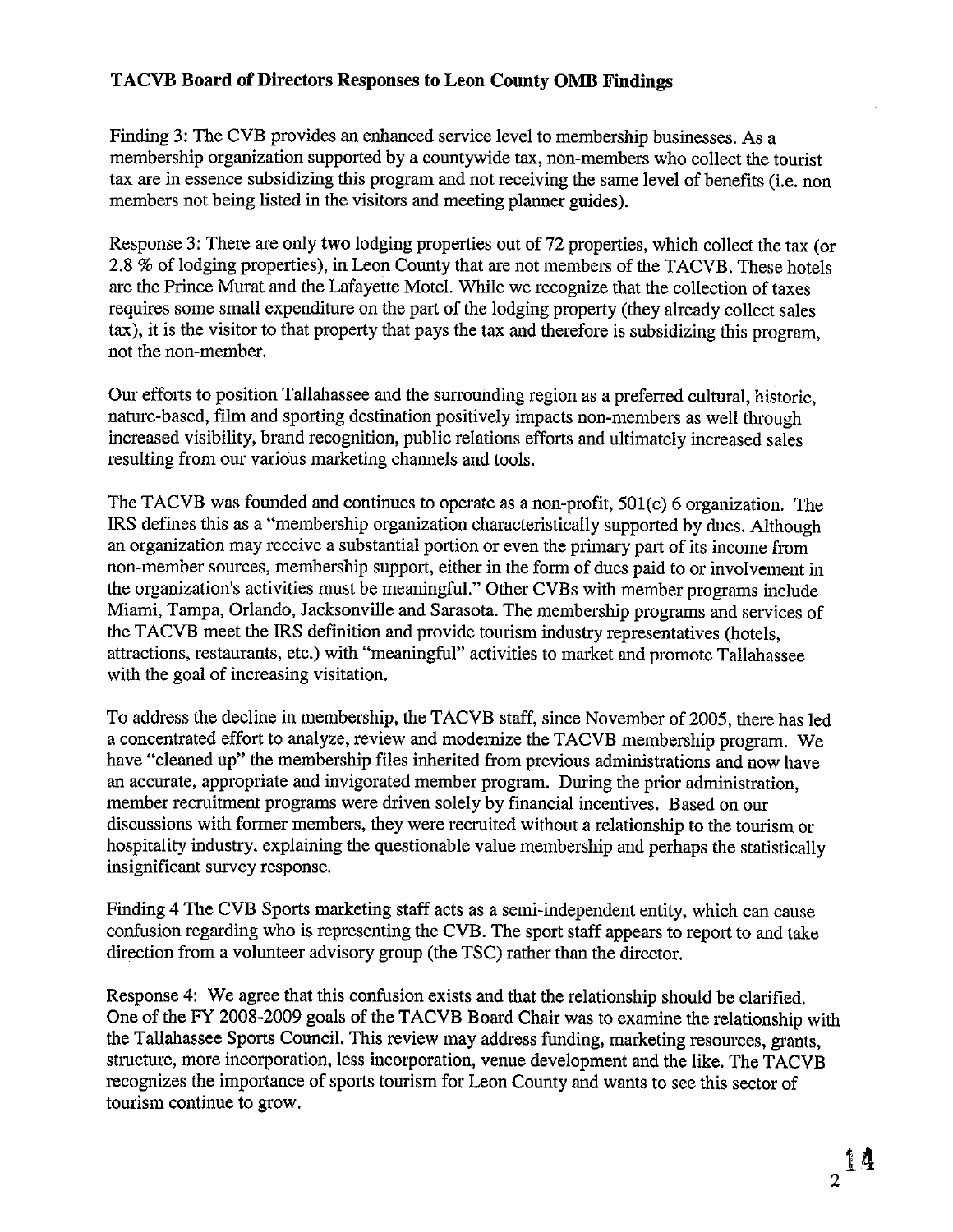## TACVB Board of Directors Responses to Leon County OMB Findings

Finding 3: The CVB provides an enhanced service level to membership businesses. As a membership organization supported by a countywide tax, non-members who collect the tourist tax are in essence subsidizing this program and not receiving the same level of benefits (i.e. non members not being listed in the visitors and meeting planner guides).

Response 3: There are only **two** lodging properties out of 72 properties, which collect the tax (or 2.8 % of lodging properties), in Leon County that are not members of the TACVB. These hotels are the Prince Murat and the Lafayette Motel. While we recognize that the collection of taxes requires some small expenditure on the part of the lodging property (they already collect sales tax), it is the visitor to that property that pays the tax and therefore is subsidizing this program, not the non-member.

Our efforts to position Tallahassee and the surrounding region as a preferred cultural, historic, nature-based, film and sporting destination positively impacts non-members as well through increased visibility, brand recognition, public relations efforts and ultimately increased sales resulting from our various marketing channels and tools.

The TACVB was founded and continues to operate as a non-profit, 501(c) 6 organization. The IRS defines this as a "membership organization characteristically supported by dues. Although an organization may receive a substantial portion or even the primary part of its income from non-member sources, membership support, either in the form of dues paid to or involvement in the organization's activities must be meaningful." Other CVBs with member programs include Miami, Tampa, Orlando, Jacksonville and Sarasota. The membership programs and services of the TACVB meet the IRS definition and provide tourism industry representatives (hotels, attractions, restaurants, etc.) with "meaningful" activities to market and promote Tallahassee with the goal of increasing visitation.

To address the decline in membership, the TACVB staff, since November of 2005, there has led a concentrated effort to analyze, review and modernize the TACVB membership program. We have "cleaned up" the membership files inherited from previous administrations and now have an accurate, appropriate and invigorated member program. During the prior administration, member recruitment programs were driven solely by financial incentives. Based on our discussions with former members, they were recruited without a relationship to the tourism or hospitality industry, explaining the questionable value membership and perhaps the statistically insignificant survey response.

Finding 4 The CVB Sports marketing staff acts as a semi-independent entity, which can cause confusion regarding who is representing the CVB. The sport staff appears to report to and take direction from a volunteer advisory group (the TSC) rather than the director.

Response 4: We agree that this confusion exists and that the relationship should be clarified. One of the FY 2008-2009 goals of the TACVB Board Chair was to examine the relationship with the Tallahassee Sports Council. This review may address funding, marketing resources, grants, structure, more incorporation, less incorporation, venue development and the like. The TACVB recognizes the importance of sports tourism for Leon County and wants to see this sector of tourism continue to grow.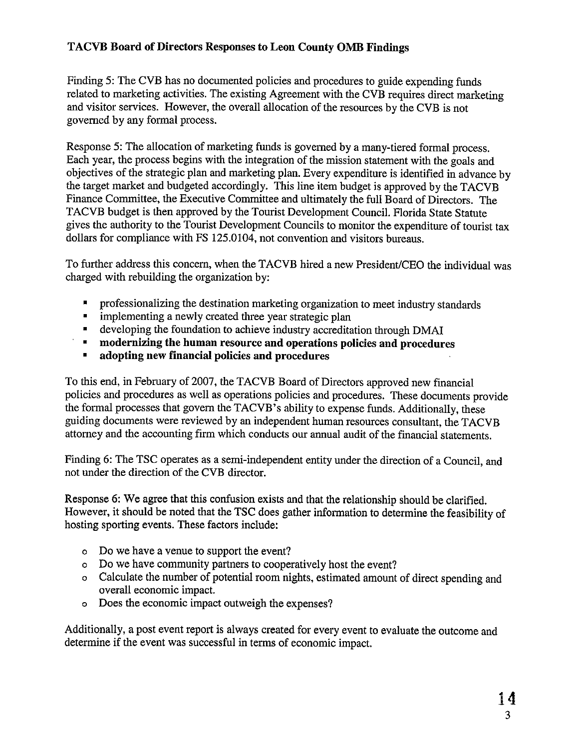**TACVB Board of Directors Responses to Leon County OMB Findings**

Finding 5: The CVB has no documented policies and procedures to guide expending funds related to marketing activities. The existing Agreement with the CVB requires direct marketing and visitor services. However, the overall allocation of the resources by the CVB is not governed by any formal process.

Response 5: The allocation of marketing funds is governed by a many-tiered formal process. Each year, the process begins with the integration of the mission statement with the goals and objectives of the strategic plan and marketing plan. Every expenditure is identified in advance by the target market and budgeted accordingly. This line item budget is approved by the TACVB Finance Committee, the Executive Committee and ultimately the full Board of Directors. The TACVB budget is then approved by the Tourist Development Council. Florida State Statute gives the authority to the Tourist Development Councils to monitor the expenditure of tourist tax dollars for compliance with FS 125.0104, not convention and visitors bureaus.

To further address this concern, when the TACVB hired a new President/CEO the individual was charged with rebuilding the organization by:

- professionalizing the destination marketing organization to meet industry standards
- implementing a newly created three year strategic plan
- developing the foundation to achieve industry accreditation through DMAI
- **modernizing the human resource and operations policies and procedures**
- **adopting new financial policies and procedures**

To this end, in February of 2007, the TACVB Board of Directors approved new financial policies and procedures as well as operations policies and procedures. These documents provide the formal processes that govern the TACVB's ability to expense funds. Additionally, these guiding documents were reviewed by an independent human resources consultant, the TACVB attorney and the accounting firm which conducts our annual audit of the financial statements.

Finding 6: The TSC operates as a semi-independent entity under the direction of a Council, and not under the direction of the CVB director.

Response 6: We agree that this confusion exists and that the relationship should be clarified. However, it should be noted that the TSC does gather information to determine the feasibility of hosting sporting events. These factors include:

- Do we have a venue to support the event?
- Do we have community partners to cooperatively host the event?
- Calculate the number of potential room nights, estimated amount of direct spending and overall economic impact.
- Does the economic impact outweigh the expenses?

Additionally, a post event report is always created for every event to evaluate the outcome and determine if the event was successful in terms of economic impact.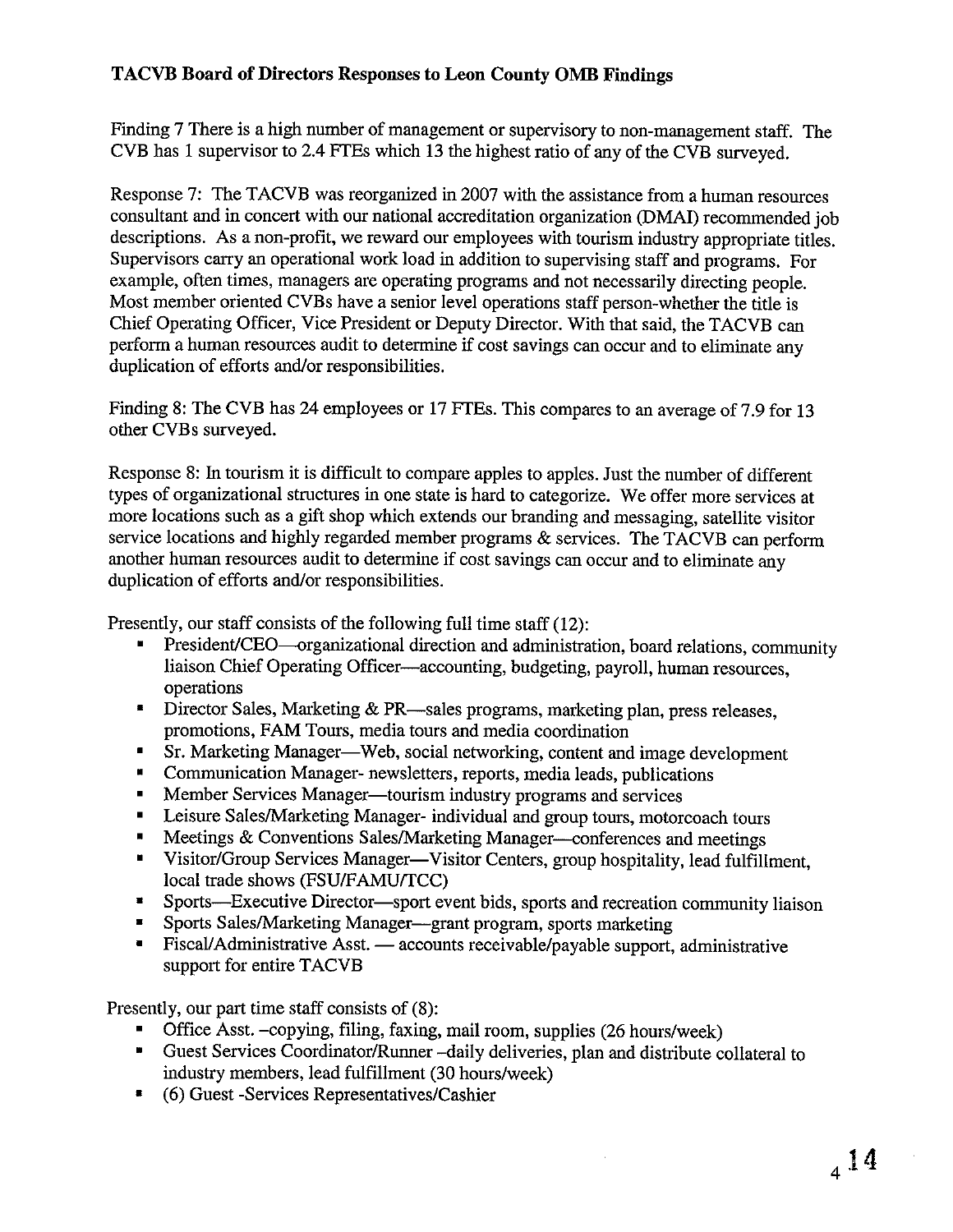**TACVB Board of Directors Responses to Leon County OMB Findings**

Finding 7 There is a high number of management or supervisory to non-management staff. The CVB has 1 supervisor to 2.4 FTEs which 13 the highest ratio of any of the CVB surveyed.

Response 7: The TACVB was reorganized in 2007 with the assistance from a human resources consultant and in concert with our national accreditation organization (DMAI) recommended job descriptions. As a non-profit, we reward our employees with tourism industry appropriate titles. Supervisors carry an operational work load in addition to supervising staff and programs. For example, often times, managers are operating programs and not necessarily directing people. Most member oriented CVBs have a senior level operations staff person-whether the title is Chief Operating Officer, Vice President or Deputy Director. With that said, the TACVB can perform a human resources audit to determine if cost savings can occur and to eliminate any duplication of efforts and/or responsibilities.

Finding 8: The CVB has 24 employees or 17 FTEs. This compares to an average of 7.9 for 13 other CVBs surveyed.

Response 8: In tourism it is difficult to compare apples to apples. Just the number of different types of organizational structures in one state is hard to categorize. We offer more services at more locations such as a gift shop which extends our branding and messaging, satellite visitor service locations and highly regarded member programs & services. The TACVB can perform another human resources audit to determine if cost savings can occur and to eliminate any duplication of efforts and/or responsibilities.

Presently, our staff consists of the following full time staff (12):

- President/CEO—organizational direction and administration, board relations, community liaison Chief Operating Officer—accounting, budgeting, payroll, human resources, operations
- Director Sales, Marketing & PR—sales programs, marketing plan, press releases, promotions, FAM Tours, media tours and media coordination
- Sr. Marketing Manager—Web, social networking, content and image development
- Communication Manager- newsletters, reports, media leads, publications
- Member Services Manager—tourism industry programs and services
- Leisure Sales/Marketing Manager- individual and group tours, motorcoach tours
- Meetings & Conventions Sales/Marketing Manager—conferences and meetings
- Visitor/Group Services Manager—Visitor Centers, group hospitality, lead fulfillment, local trade shows (FSU/FAMU/TCC)
- Sports—Executive Director—sport event bids, sports and recreation community liaison
- Sports Sales/Marketing Manager—grant program, sports marketing
- Fiscal/Administrative Asst. — accounts receivable/payable support, administrative support for entire TACVB

Presently, our part time staff consists of (8):

- Office Asst. –copying, filing, faxing, mail room, supplies (26 hours/week)
- Guest Services Coordinator/Runner –daily deliveries, plan and distribute collateral to industry members, lead fulfillment (30 hours/week)
- (6) Guest -Services Representatives/Cashier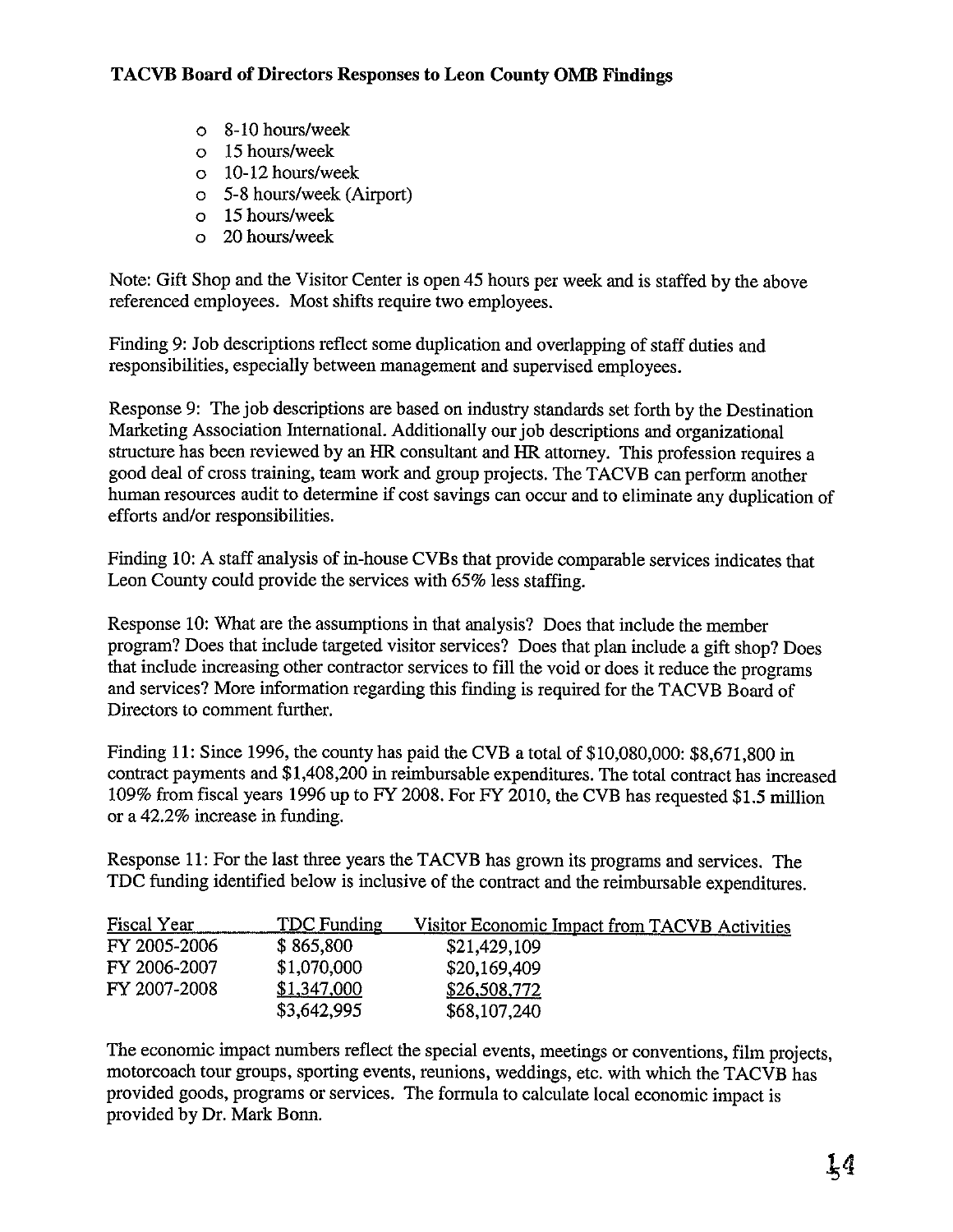**TACVB Board of Directors Responses to Leon County OMB Findings**

- 8-10 hours/week
- 15 hours/week
- 10-12 hours/week
- 5-8 hours/week (Airport)
- 15 hours/week
- 20 hours/week

Note: Gift Shop and the Visitor Center is open 45 hours per week and is staffed by the above referenced employees. Most shifts require two employees.

Finding 9: Job descriptions reflect some duplication and overlapping of staff duties and responsibilities, especially between management and supervised employees.

Response 9: The job descriptions are based on industry standards set forth by the Destination Marketing Association International. Additionally our job descriptions and organizational structure has been reviewed by an HR consultant and HR attorney. This profession requires a good deal of cross training, team work and group projects. The TACVB can perform another human resources audit to determine if cost savings can occur and to eliminate any duplication of efforts and/or responsibilities.

Finding 10: A staff analysis of in-house CVBs that provide comparable services indicates that Leon County could provide the services with 65% less staffing.

Response 10: What are the assumptions in that analysis? Does that include the member program? Does that include targeted visitor services? Does that plan include a gift shop? Does that include increasing other contractor services to fill the void or does it reduce the programs and services? More information regarding this finding is required for the TACVB Board of Directors to comment further.

Finding 11: Since 1996, the county has paid the CVB a total of $10,080,000: $8,671,800 in contract payments and $1,408,200 in reimbursable expenditures. The total contract has increased 109% from fiscal years 1996 up to FY 2008. For FY 2010, the CVB has requested $1.5 million or a 42.2% increase in funding.

Response 11: For the last three years the TACVB has grown its programs and services. The TDC funding identified below is inclusive of the contract and the reimbursable expenditures.

| Fiscal Year | TDC Funding | Visitor Economic Impact from TACVB Activities |
|---|---|---|
| FY 2005-2006 | $ 865,800 | $21,429,109 |
| FY 2006-2007 | $1,070,000 | $20,169,409 |
| FY 2007-2008 | $1,347,000 | $26,508,772 |
| | $3,642,995 | $68,107,240 |

The economic impact numbers reflect the special events, meetings or conventions, film projects, motorcoach tour groups, sporting events, reunions, weddings, etc. with which the TACVB has provided goods, programs or services. The formula to calculate local economic impact is provided by Dr. Mark Bonn.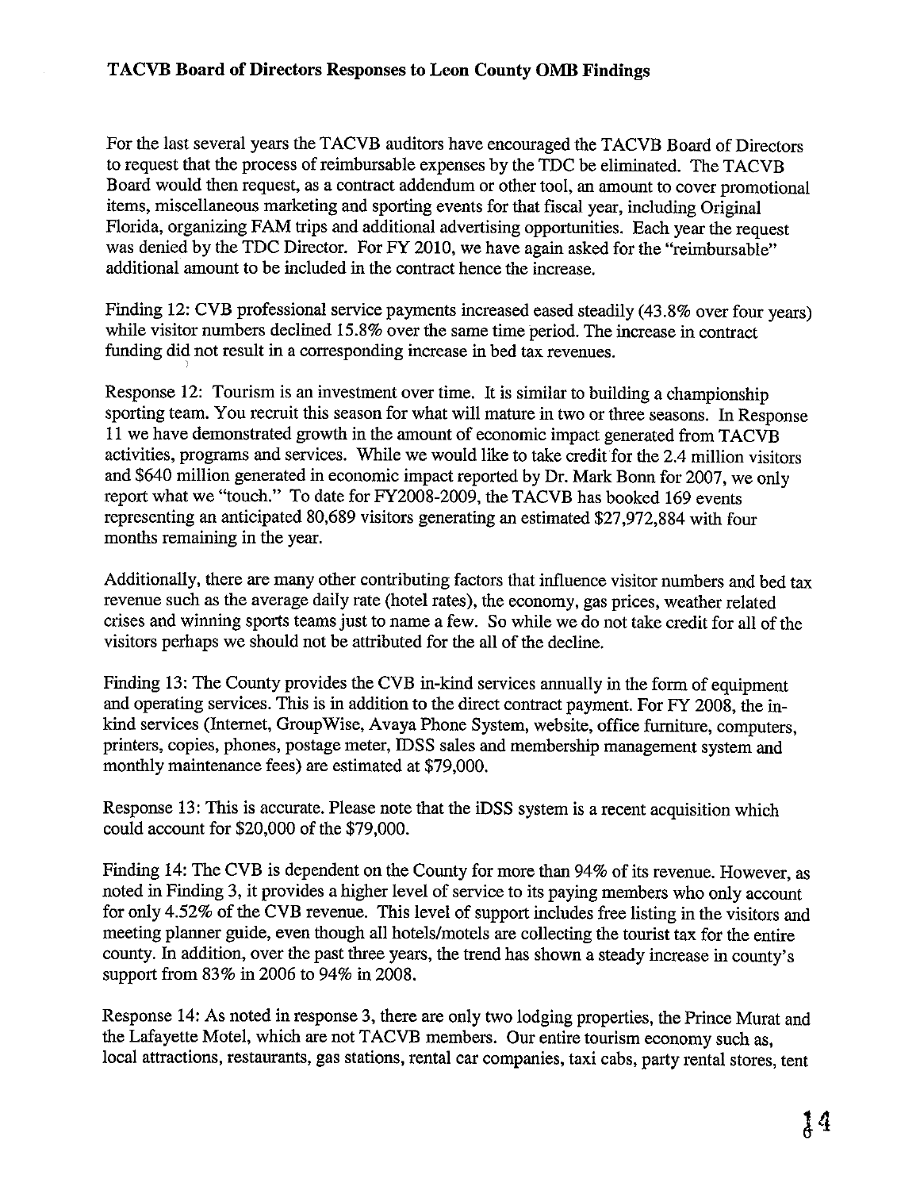**TACVB Board of Directors Responses to Leon County OMB Findings**

For the last several years the TACVB auditors have encouraged the TACVB Board of Directors to request that the process of reimbursable expenses by the TDC be eliminated. The TACVB Board would then request, as a contract addendum or other tool, an amount to cover promotional items, miscellaneous marketing and sporting events for that fiscal year, including Original Florida, organizing FAM trips and additional advertising opportunities. Each year the request was denied by the TDC Director. For FY 2010, we have again asked for the "reimbursable" additional amount to be included in the contract hence the increase.

Finding 12: CVB professional service payments increased eased steadily (43.8% over four years) while visitor numbers declined 15.8% over the same time period. The increase in contract funding did not result in a corresponding increase in bed tax revenues.

Response 12: Tourism is an investment over time. It is similar to building a championship sporting team. You recruit this season for what will mature in two or three seasons. In Response 11 we have demonstrated growth in the amount of economic impact generated from TACVB activities, programs and services. While we would like to take credit for the 2.4 million visitors and $640 million generated in economic impact reported by Dr. Mark Bonn for 2007, we only report what we "touch." To date for FY2008-2009, the TACVB has booked 169 events representing an anticipated 80,689 visitors generating an estimated $27,972,884 with four months remaining in the year.

Additionally, there are many other contributing factors that influence visitor numbers and bed tax revenue such as the average daily rate (hotel rates), the economy, gas prices, weather related crises and winning sports teams just to name a few. So while we do not take credit for all of the visitors perhaps we should not be attributed for the all of the decline.

Finding 13: The County provides the CVB in-kind services annually in the form of equipment and operating services. This is in addition to the direct contract payment. For FY 2008, the in-kind services (Internet, GroupWise, Avaya Phone System, website, office furniture, computers, printers, copies, phones, postage meter, IDSS sales and membership management system and monthly maintenance fees) are estimated at $79,000.

Response 13: This is accurate. Please note that the iDSS system is a recent acquisition which could account for $20,000 of the $79,000.

Finding 14: The CVB is dependent on the County for more than 94% of its revenue. However, as noted in Finding 3, it provides a higher level of service to its paying members who only account for only 4.52% of the CVB revenue. This level of support includes free listing in the visitors and meeting planner guide, even though all hotels/motels are collecting the tourist tax for the entire county. In addition, over the past three years, the trend has shown a steady increase in county's support from 83% in 2006 to 94% in 2008.

Response 14: As noted in response 3, there are only two lodging properties, the Prince Murat and the Lafayette Motel, which are not TACVB members. Our entire tourism economy such as, local attractions, restaurants, gas stations, rental car companies, taxi cabs, party rental stores, tent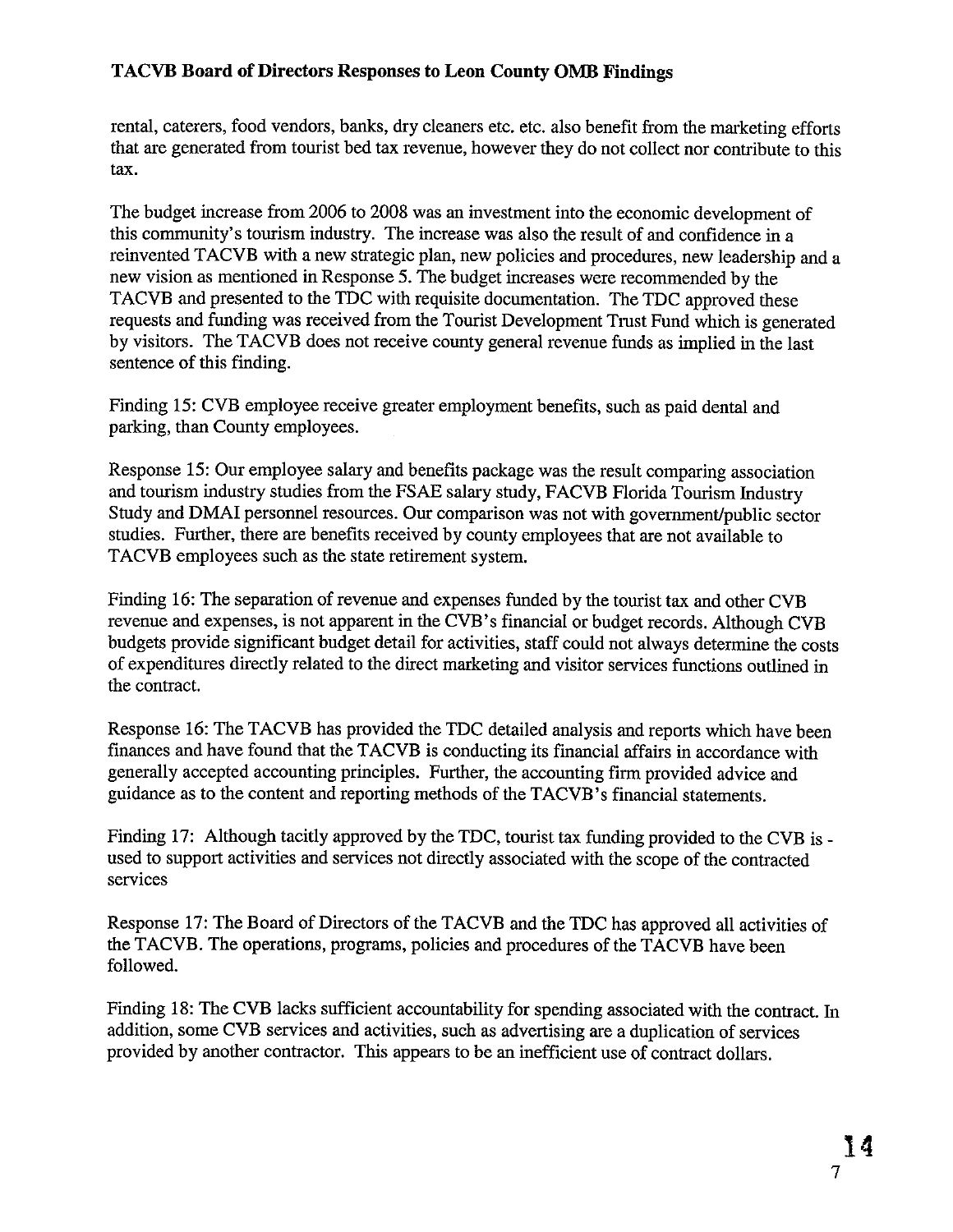rental, caterers, food vendors, banks, dry cleaners etc. etc. also benefit from the marketing efforts that are generated from tourist bed tax revenue, however they do not collect nor contribute to this tax.

The budget increase from 2006 to 2008 was an investment into the economic development of this community's tourism industry. The increase was also the result of and confidence in a reinvented TACVB with a new strategic plan, new policies and procedures, new leadership and a new vision as mentioned in Response 5. The budget increases were recommended by the TACVB and presented to the TDC with requisite documentation. The TDC approved these requests and funding was received from the Tourist Development Trust Fund which is generated by visitors. The TACVB does not receive county general revenue funds as implied in the last sentence of this finding.

Finding 15: CVB employee receive greater employment benefits, such as paid dental and parking, than County employees.

Response 15: Our employee salary and benefits package was the result comparing association and tourism industry studies from the FSAE salary study, FACVB Florida Tourism Industry Study and DMAI personnel resources. Our comparison was not with government/public sector studies. Further, there are benefits received by county employees that are not available to TACVB employees such as the state retirement system.

Finding 16: The separation of revenue and expenses funded by the tourist tax and other CVB revenue and expenses, is not apparent in the CVB's financial or budget records. Although CVB budgets provide significant budget detail for activities, staff could not always determine the costs of expenditures directly related to the direct marketing and visitor services functions outlined in the contract.

Response 16: The TACVB has provided the TDC detailed analysis and reports which have been finances and have found that the TACVB is conducting its financial affairs in accordance with generally accepted accounting principles. Further, the accounting firm provided advice and guidance as to the content and reporting methods of the TACVB's financial statements.

Finding 17: Although tacitly approved by the TDC, tourist tax funding provided to the CVB is - used to support activities and services not directly associated with the scope of the contracted services

Response 17: The Board of Directors of the TACVB and the TDC has approved all activities of the TACVB. The operations, programs, policies and procedures of the TACVB have been followed.

Finding 18: The CVB lacks sufficient accountability for spending associated with the contract. In addition, some CVB services and activities, such as advertising are a duplication of services provided by another contractor. This appears to be an inefficient use of contract dollars.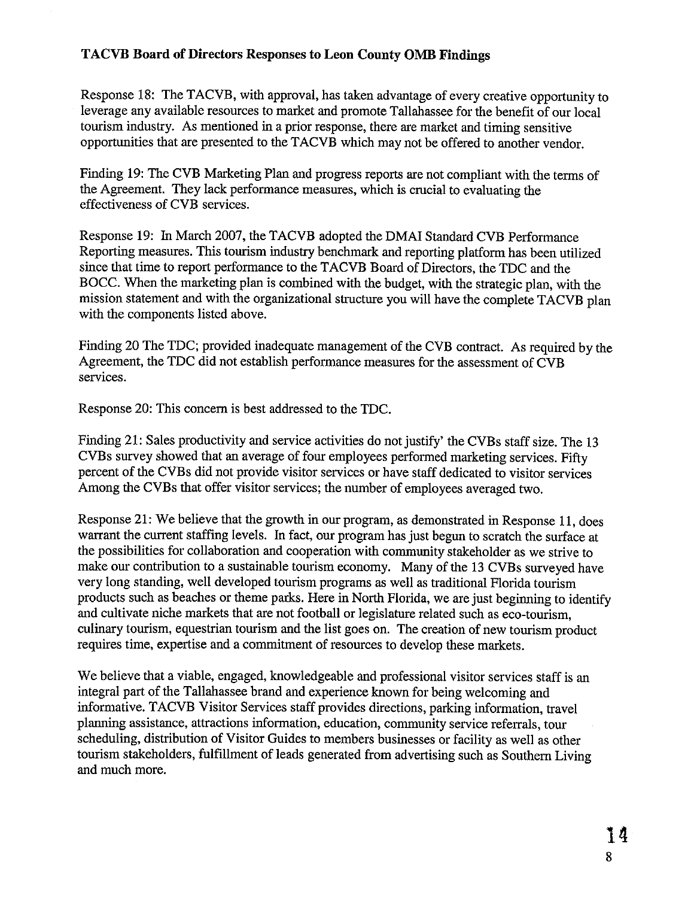**TACVB Board of Directors Responses to Leon County OMB Findings**

Response 18: The TACVB, with approval, has taken advantage of every creative opportunity to leverage any available resources to market and promote Tallahassee for the benefit of our local tourism industry. As mentioned in a prior response, there are market and timing sensitive opportunities that are presented to the TACVB which may not be offered to another vendor.

Finding 19: The CVB Marketing Plan and progress reports are not compliant with the terms of the Agreement. They lack performance measures, which is crucial to evaluating the effectiveness of CVB services.

Response 19: In March 2007, the TACVB adopted the DMAI Standard CVB Performance Reporting measures. This tourism industry benchmark and reporting platform has been utilized since that time to report performance to the TACVB Board of Directors, the TDC and the BOCC. When the marketing plan is combined with the budget, with the strategic plan, with the mission statement and with the organizational structure you will have the complete TACVB plan with the components listed above.

Finding 20 The TDC; provided inadequate management of the CVB contract. As required by the Agreement, the TDC did not establish performance measures for the assessment of CVB services.

Response 20: This concern is best addressed to the TDC.

Finding 21: Sales productivity and service activities do not justify' the CVBs staff size. The 13 CVBs survey showed that an average of four employees performed marketing services. Fifty percent of the CVBs did not provide visitor services or have staff dedicated to visitor services Among the CVBs that offer visitor services; the number of employees averaged two.

Response 21: We believe that the growth in our program, as demonstrated in Response 11, does warrant the current staffing levels. In fact, our program has just begun to scratch the surface at the possibilities for collaboration and cooperation with community stakeholder as we strive to make our contribution to a sustainable tourism economy. Many of the 13 CVBs surveyed have very long standing, well developed tourism programs as well as traditional Florida tourism products such as beaches or theme parks. Here in North Florida, we are just beginning to identify and cultivate niche markets that are not football or legislature related such as eco-tourism, culinary tourism, equestrian tourism and the list goes on. The creation of new tourism product requires time, expertise and a commitment of resources to develop these markets.

We believe that a viable, engaged, knowledgeable and professional visitor services staff is an integral part of the Tallahassee brand and experience known for being welcoming and informative. TACVB Visitor Services staff provides directions, parking information, travel planning assistance, attractions information, education, community service referrals, tour scheduling, distribution of Visitor Guides to members businesses or facility as well as other tourism stakeholders, fulfillment of leads generated from advertising such as Southern Living and much more.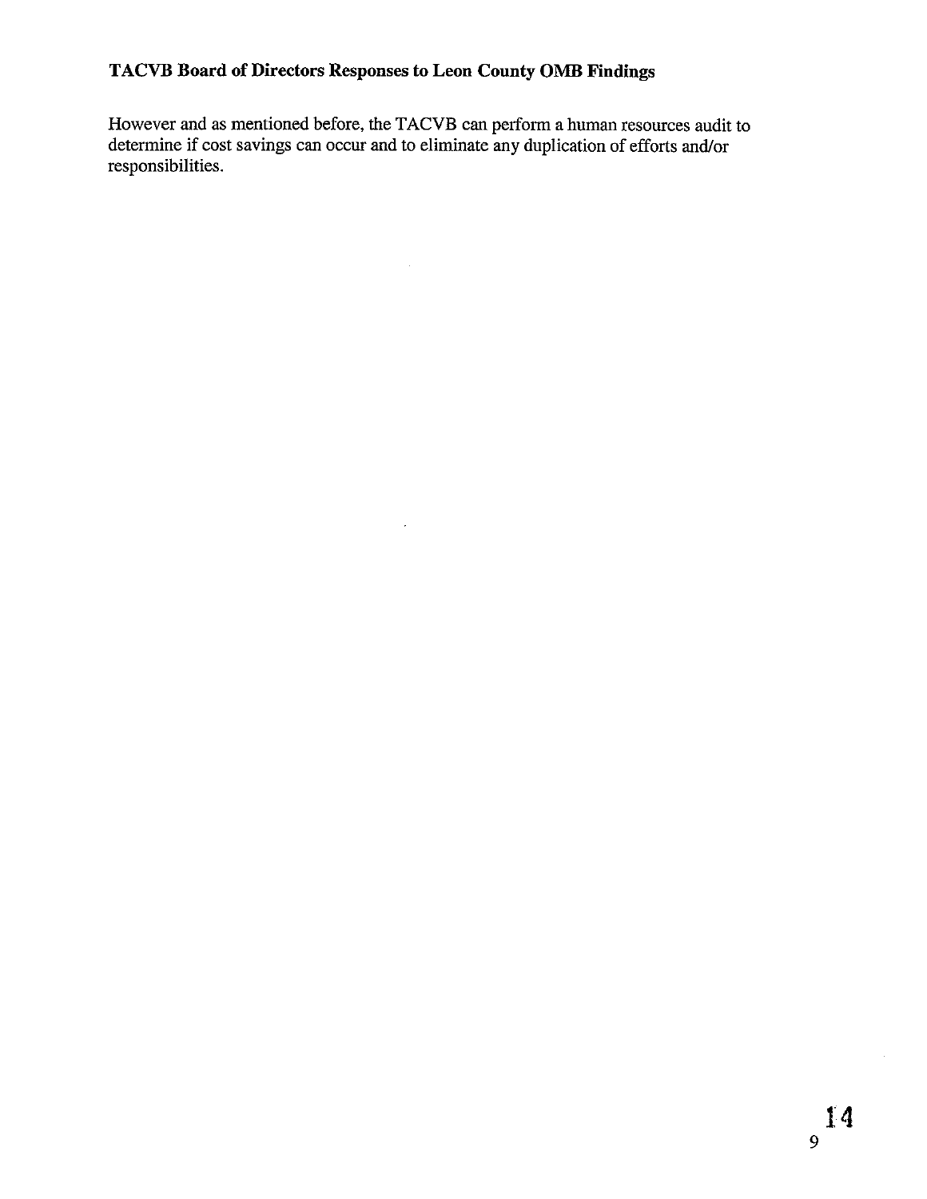**TACVB Board of Directors Responses to Leon County OMB Findings**

However and as mentioned before, the TACVB can perform a human resources audit to determine if cost savings can occur and to eliminate any duplication of efforts and/or responsibilities.